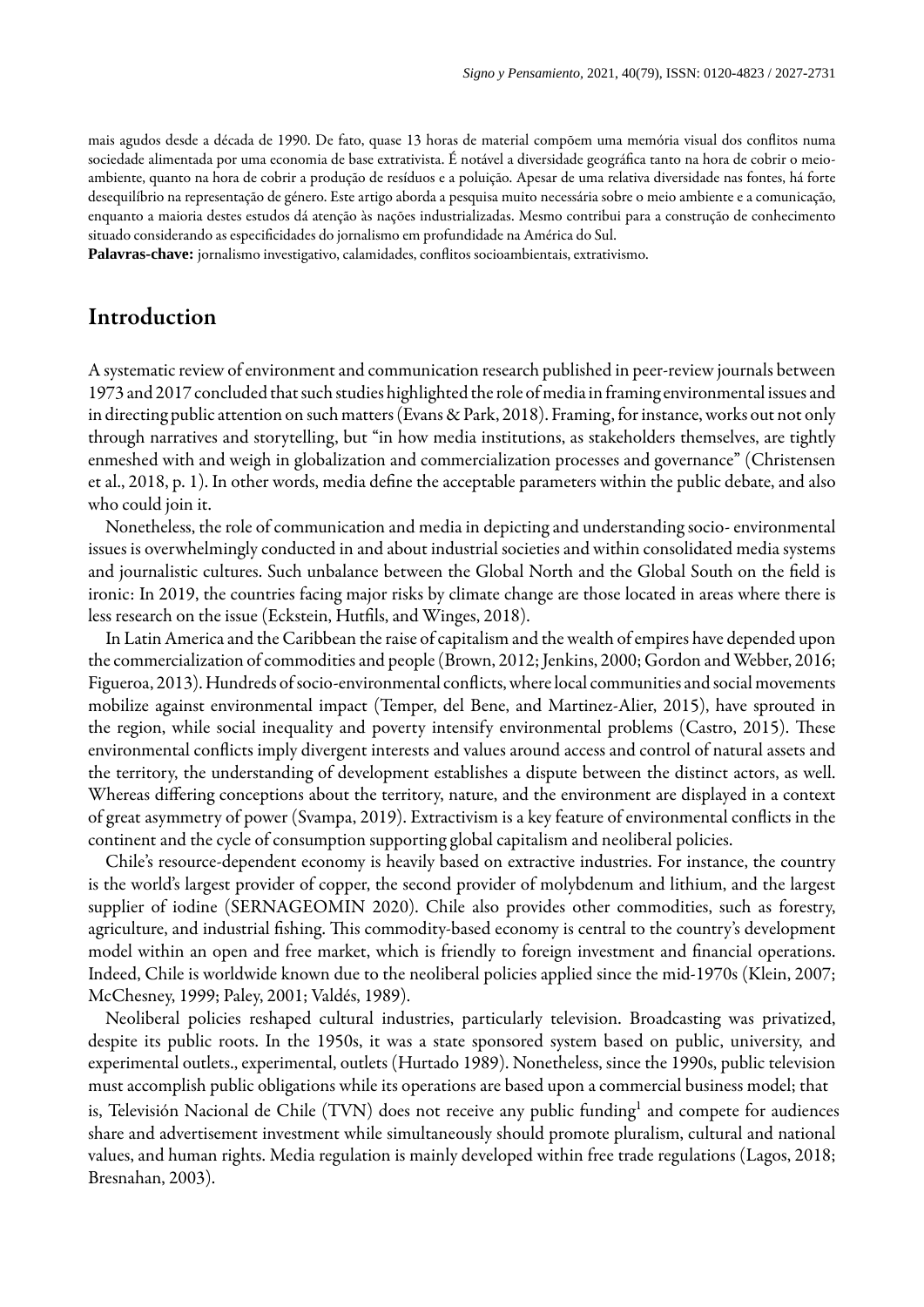mais agudos desde a década de 1990. De fato, quase 13 horas de material compõem uma memória visual dos conflitos numa sociedade alimentada por uma economia de base extrativista. É notável a diversidade geográfica tanto na hora de cobrir o meio-ambiente, quanto na hora de cobrir a produção de resíduos e a poluição. Apesar de uma relativa diversidade nas fontes, há forte desequilíbrio na representação de género. Este artigo aborda a pesquisa muito necessária sobre o meio ambiente e a comunicação, enquanto a maioria destes estudos dá atenção às nações industrializadas. Mesmo contribui para a construção de conhecimento situado considerando as especificidades do jornalismo em profundidade na América do Sul.

**Palavras-chave:** jornalismo investigativo, calamidades, conflitos socioambientais, extrativismo.

## Introduction

A systematic review of environment and communication research published in peer-review journals between 1973 and 2017 concluded that such studies highlighted the role of media in framing environmental issues and in directing public attention on such matters (Evans & Park, 2018). Framing, for instance, works out not only through narratives and storytelling, but "in how media institutions, as stakeholders themselves, are tightly enmeshed with and weigh in globalization and commercialization processes and governance" (Christensen et al., 2018, p. 1). In other words, media define the acceptable parameters within the public debate, and also who could join it.

Nonetheless, the role of communication and media in depicting and understanding socio- environmental issues is overwhelmingly conducted in and about industrial societies and within consolidated media systems and journalistic cultures. Such unbalance between the Global North and the Global South on the field is ironic: In 2019, the countries facing major risks by climate change are those located in areas where there is less research on the issue (Eckstein, Hutfils, and Winges, 2018).

In Latin America and the Caribbean the raise of capitalism and the wealth of empires have depended upon the commercialization of commodities and people (Brown, 2012; Jenkins, 2000; Gordon and Webber, 2016; Figueroa, 2013). Hundreds of socio-environmental conflicts, where local communities and social movements mobilize against environmental impact (Temper, del Bene, and Martinez-Alier, 2015), have sprouted in the region, while social inequality and poverty intensify environmental problems (Castro, 2015). These environmental conflicts imply divergent interests and values around access and control of natural assets and the territory, the understanding of development establishes a dispute between the distinct actors, as well. Whereas differing conceptions about the territory, nature, and the environment are displayed in a context of great asymmetry of power (Svampa, 2019). Extractivism is a key feature of environmental conflicts in the continent and the cycle of consumption supporting global capitalism and neoliberal policies.

Chile's resource-dependent economy is heavily based on extractive industries. For instance, the country is the world's largest provider of copper, the second provider of molybdenum and lithium, and the largest supplier of iodine (SERNAGEOMIN 2020). Chile also provides other commodities, such as forestry, agriculture, and industrial fishing. This commodity-based economy is central to the country's development model within an open and free market, which is friendly to foreign investment and financial operations. Indeed, Chile is worldwide known due to the neoliberal policies applied since the mid-1970s (Klein, 2007; McChesney, 1999; Paley, 2001; Valdés, 1989).

Neoliberal policies reshaped cultural industries, particularly television. Broadcasting was privatized, despite its public roots. In the 1950s, it was a state sponsored system based on public, university, and experimental outlets., experimental, outlets (Hurtado 1989). Nonetheless, since the 1990s, public television must accomplish public obligations while its operations are based upon a commercial business model; that is, Televisión Nacional de Chile (TVN) does not receive any public funding[1] and compete for audiences share and advertisement investment while simultaneously should promote pluralism, cultural and national values, and human rights. Media regulation is mainly developed within free trade regulations (Lagos, 2018; Bresnahan, 2003).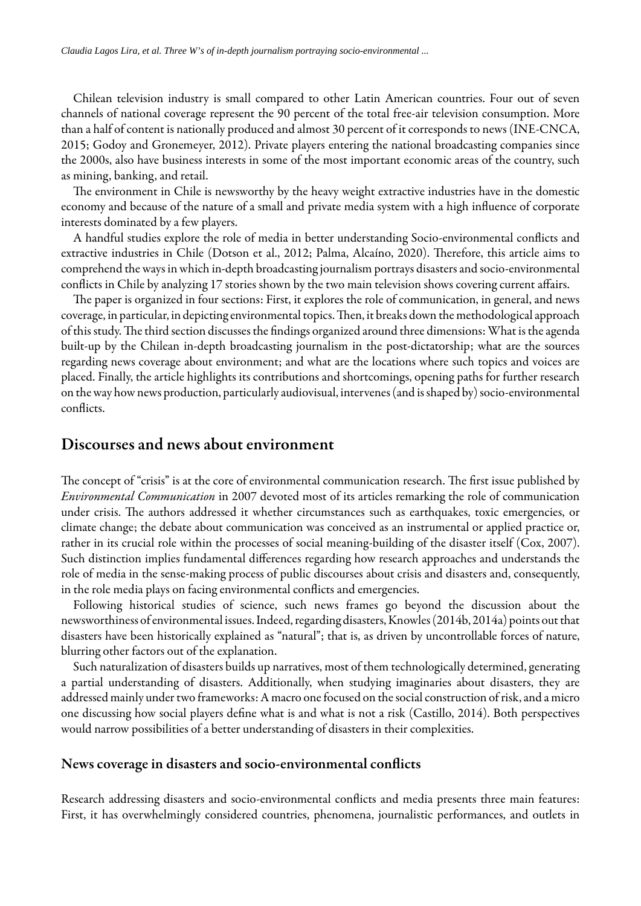Chilean television industry is small compared to other Latin American countries. Four out of seven channels of national coverage represent the 90 percent of the total free-air television consumption. More than a half of content is nationally produced and almost 30 percent of it corresponds to news (INE-CNCA, 2015; Godoy and Gronemeyer, 2012). Private players entering the national broadcasting companies since the 2000s, also have business interests in some of the most important economic areas of the country, such as mining, banking, and retail.

The environment in Chile is newsworthy by the heavy weight extractive industries have in the domestic economy and because of the nature of a small and private media system with a high influence of corporate interests dominated by a few players.

A handful studies explore the role of media in better understanding Socio-environmental conflicts and extractive industries in Chile (Dotson et al., 2012; Palma, Alcaíno, 2020). Therefore, this article aims to comprehend the ways in which in-depth broadcasting journalism portrays disasters and socio-environmental conflicts in Chile by analyzing 17 stories shown by the two main television shows covering current affairs.

The paper is organized in four sections: First, it explores the role of communication, in general, and news coverage, in particular, in depicting environmental topics. Then, it breaks down the methodological approach of this study. The third section discusses the findings organized around three dimensions: What is the agenda built-up by the Chilean in-depth broadcasting journalism in the post-dictatorship; what are the sources regarding news coverage about environment; and what are the locations where such topics and voices are placed. Finally, the article highlights its contributions and shortcomings, opening paths for further research on the way how news production, particularly audiovisual, intervenes (and is shaped by) socio-environmental conflicts.

## Discourses and news about environment

The concept of "crisis" is at the core of environmental communication research. The first issue published by *Environmental Communication* in 2007 devoted most of its articles remarking the role of communication under crisis. The authors addressed it whether circumstances such as earthquakes, toxic emergencies, or climate change; the debate about communication was conceived as an instrumental or applied practice or, rather in its crucial role within the processes of social meaning-building of the disaster itself (Cox, 2007). Such distinction implies fundamental differences regarding how research approaches and understands the role of media in the sense-making process of public discourses about crisis and disasters and, consequently, in the role media plays on facing environmental conflicts and emergencies.

Following historical studies of science, such news frames go beyond the discussion about the newsworthiness of environmental issues. Indeed, regarding disasters, Knowles (2014b, 2014a) points out that disasters have been historically explained as "natural"; that is, as driven by uncontrollable forces of nature, blurring other factors out of the explanation.

Such naturalization of disasters builds up narratives, most of them technologically determined, generating a partial understanding of disasters. Additionally, when studying imaginaries about disasters, they are addressed mainly under two frameworks: A macro one focused on the social construction of risk, and a micro one discussing how social players define what is and what is not a risk (Castillo, 2014). Both perspectives would narrow possibilities of a better understanding of disasters in their complexities.

### News coverage in disasters and socio-environmental conflicts

Research addressing disasters and socio-environmental conflicts and media presents three main features: First, it has overwhelmingly considered countries, phenomena, journalistic performances, and outlets in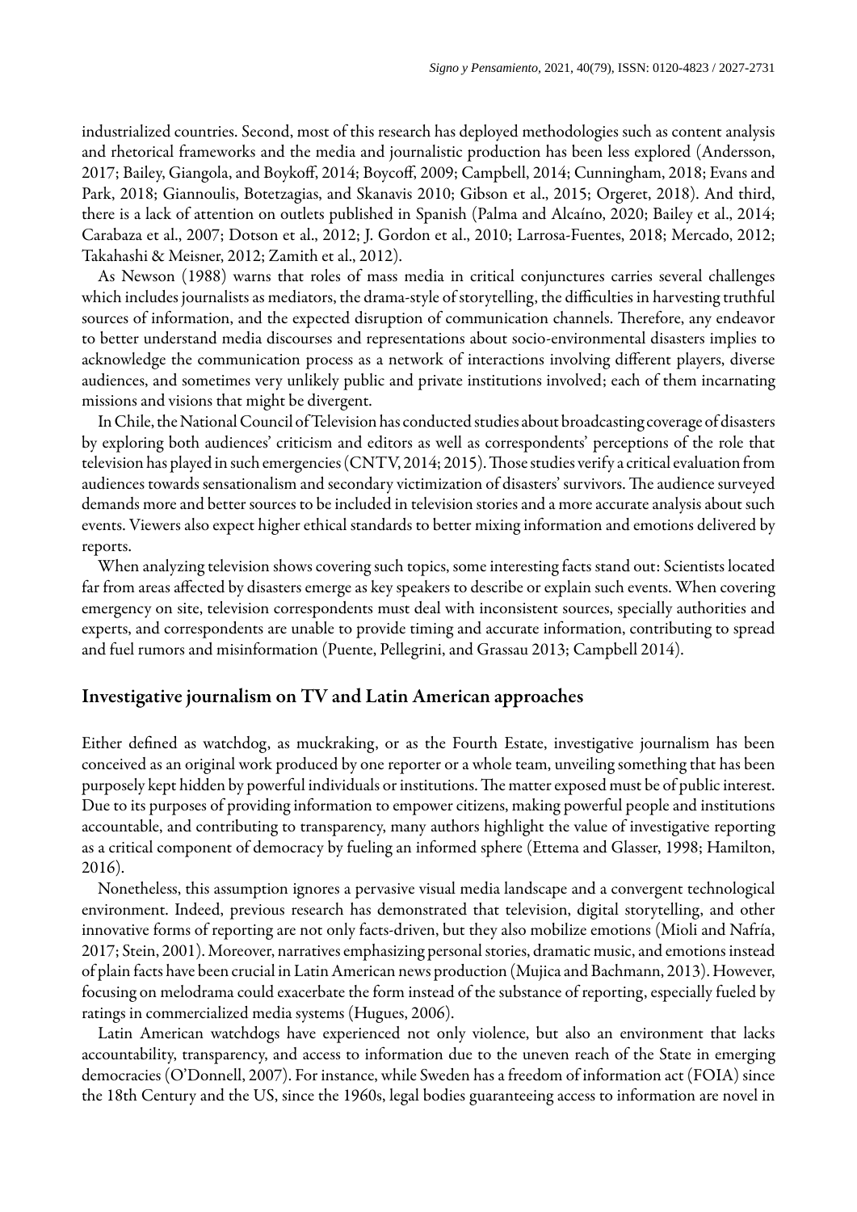industrialized countries. Second, most of this research has deployed methodologies such as content analysis and rhetorical frameworks and the media and journalistic production has been less explored (Andersson, 2017; Bailey, Giangola, and Boykoff, 2014; Boycoff, 2009; Campbell, 2014; Cunningham, 2018; Evans and Park, 2018; Giannoulis, Botetzagias, and Skanavis 2010; Gibson et al., 2015; Orgeret, 2018). And third, there is a lack of attention on outlets published in Spanish (Palma and Alcaíno, 2020; Bailey et al., 2014; Carabaza et al., 2007; Dotson et al., 2012; J. Gordon et al., 2010; Larrosa-Fuentes, 2018; Mercado, 2012; Takahashi & Meisner, 2012; Zamith et al., 2012).

As Newson (1988) warns that roles of mass media in critical conjunctures carries several challenges which includes journalists as mediators, the drama-style of storytelling, the difficulties in harvesting truthful sources of information, and the expected disruption of communication channels. Therefore, any endeavor to better understand media discourses and representations about socio-environmental disasters implies to acknowledge the communication process as a network of interactions involving different players, diverse audiences, and sometimes very unlikely public and private institutions involved; each of them incarnating missions and visions that might be divergent.

In Chile, the National Council of Television has conducted studies about broadcasting coverage of disasters by exploring both audiences' criticism and editors as well as correspondents' perceptions of the role that television has played in such emergencies (CNTV, 2014; 2015). Those studies verify a critical evaluation from audiences towards sensationalism and secondary victimization of disasters' survivors. The audience surveyed demands more and better sources to be included in television stories and a more accurate analysis about such events. Viewers also expect higher ethical standards to better mixing information and emotions delivered by reports.

When analyzing television shows covering such topics, some interesting facts stand out: Scientists located far from areas affected by disasters emerge as key speakers to describe or explain such events. When covering emergency on site, television correspondents must deal with inconsistent sources, specially authorities and experts, and correspondents are unable to provide timing and accurate information, contributing to spread and fuel rumors and misinformation (Puente, Pellegrini, and Grassau 2013; Campbell 2014).

## Investigative journalism on TV and Latin American approaches

Either defined as watchdog, as muckraking, or as the Fourth Estate, investigative journalism has been conceived as an original work produced by one reporter or a whole team, unveiling something that has been purposely kept hidden by powerful individuals or institutions. The matter exposed must be of public interest. Due to its purposes of providing information to empower citizens, making powerful people and institutions accountable, and contributing to transparency, many authors highlight the value of investigative reporting as a critical component of democracy by fueling an informed sphere (Ettema and Glasser, 1998; Hamilton, 2016).

Nonetheless, this assumption ignores a pervasive visual media landscape and a convergent technological environment. Indeed, previous research has demonstrated that television, digital storytelling, and other innovative forms of reporting are not only facts-driven, but they also mobilize emotions (Mioli and Nafría, 2017; Stein, 2001). Moreover, narratives emphasizing personal stories, dramatic music, and emotions instead of plain facts have been crucial in Latin American news production (Mujica and Bachmann, 2013). However, focusing on melodrama could exacerbate the form instead of the substance of reporting, especially fueled by ratings in commercialized media systems (Hugues, 2006).

Latin American watchdogs have experienced not only violence, but also an environment that lacks accountability, transparency, and access to information due to the uneven reach of the State in emerging democracies (O'Donnell, 2007). For instance, while Sweden has a freedom of information act (FOIA) since the 18th Century and the US, since the 1960s, legal bodies guaranteeing access to information are novel in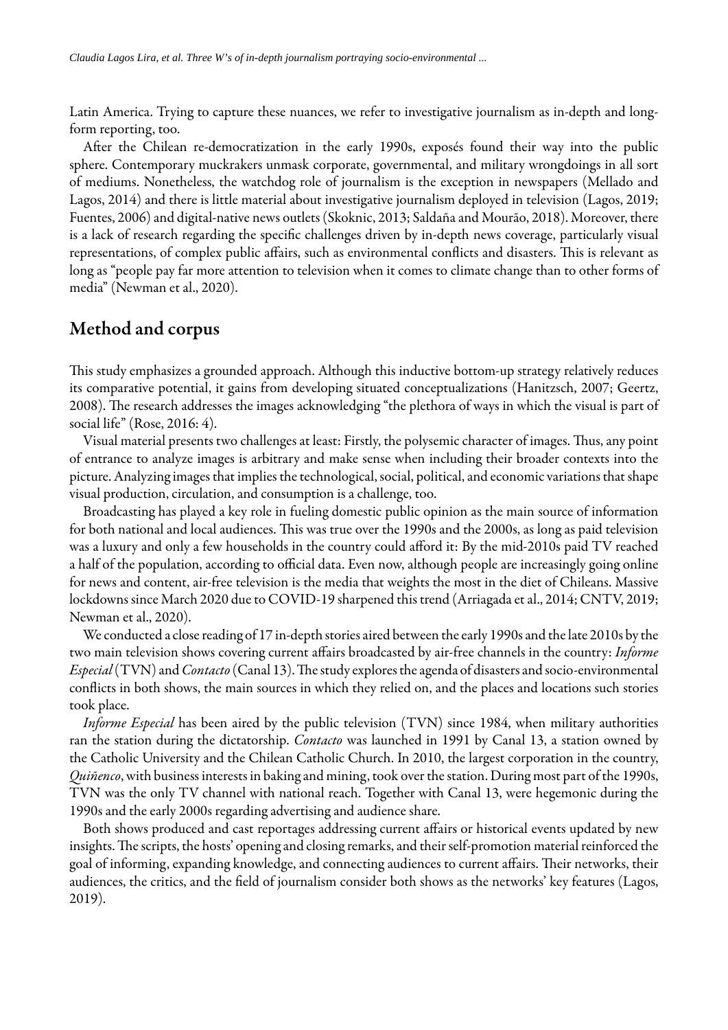Latin America. Trying to capture these nuances, we refer to investigative journalism as in-depth and long-form reporting, too.

After the Chilean re-democratization in the early 1990s, exposés found their way into the public sphere. Contemporary muckrakers unmask corporate, governmental, and military wrongdoings in all sort of mediums. Nonetheless, the watchdog role of journalism is the exception in newspapers (Mellado and Lagos, 2014) and there is little material about investigative journalism deployed in television (Lagos, 2019; Fuentes, 2006) and digital-native news outlets (Skoknic, 2013; Saldaña and Mourão, 2018). Moreover, there is a lack of research regarding the specific challenges driven by in-depth news coverage, particularly visual representations, of complex public affairs, such as environmental conflicts and disasters. This is relevant as long as "people pay far more attention to television when it comes to climate change than to other forms of media" (Newman et al., 2020).

## Method and corpus

This study emphasizes a grounded approach. Although this inductive bottom-up strategy relatively reduces its comparative potential, it gains from developing situated conceptualizations (Hanitzsch, 2007; Geertz, 2008). The research addresses the images acknowledging "the plethora of ways in which the visual is part of social life" (Rose, 2016: 4).

Visual material presents two challenges at least: Firstly, the polysemic character of images. Thus, any point of entrance to analyze images is arbitrary and make sense when including their broader contexts into the picture. Analyzing images that implies the technological, social, political, and economic variations that shape visual production, circulation, and consumption is a challenge, too.

Broadcasting has played a key role in fueling domestic public opinion as the main source of information for both national and local audiences. This was true over the 1990s and the 2000s, as long as paid television was a luxury and only a few households in the country could afford it: By the mid-2010s paid TV reached a half of the population, according to official data. Even now, although people are increasingly going online for news and content, air-free television is the media that weights the most in the diet of Chileans. Massive lockdowns since March 2020 due to COVID-19 sharpened this trend (Arriagada et al., 2014; CNTV, 2019; Newman et al., 2020).

We conducted a close reading of 17 in-depth stories aired between the early 1990s and the late 2010s by the two main television shows covering current affairs broadcasted by air-free channels in the country: *Informe Especial* (TVN) and *Contacto* (Canal 13). The study explores the agenda of disasters and socio-environmental conflicts in both shows, the main sources in which they relied on, and the places and locations such stories took place.

*Informe Especial* has been aired by the public television (TVN) since 1984, when military authorities ran the station during the dictatorship. *Contacto* was launched in 1991 by Canal 13, a station owned by the Catholic University and the Chilean Catholic Church. In 2010, the largest corporation in the country, *Quiñenco*, with business interests in baking and mining, took over the station. During most part of the 1990s, TVN was the only TV channel with national reach. Together with Canal 13, were hegemonic during the 1990s and the early 2000s regarding advertising and audience share.

Both shows produced and cast reportages addressing current affairs or historical events updated by new insights. The scripts, the hosts' opening and closing remarks, and their self-promotion material reinforced the goal of informing, expanding knowledge, and connecting audiences to current affairs. Their networks, their audiences, the critics, and the field of journalism consider both shows as the networks' key features (Lagos, 2019).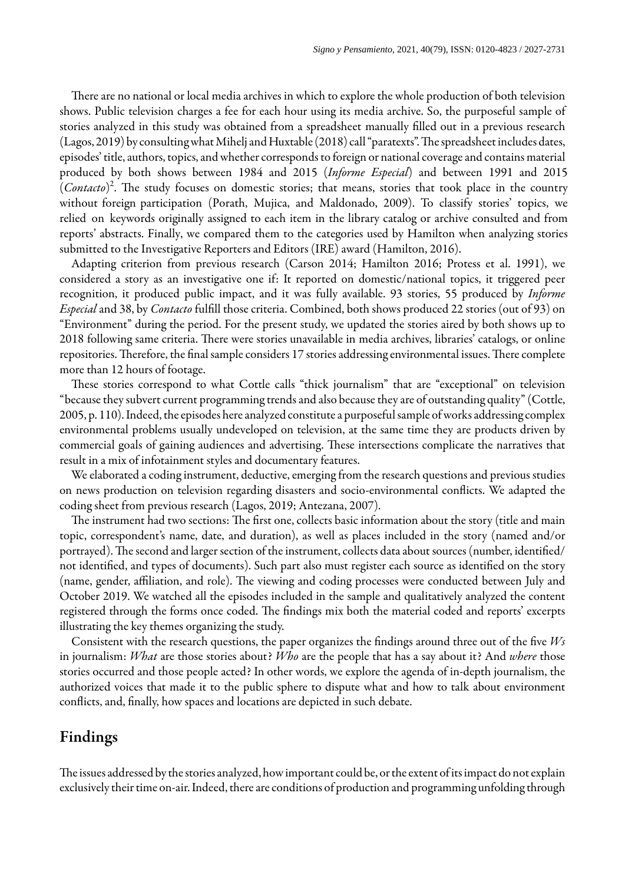There are no national or local media archives in which to explore the whole production of both television shows. Public television charges a fee for each hour using its media archive. So, the purposeful sample of stories analyzed in this study was obtained from a spreadsheet manually filled out in a previous research (Lagos, 2019) by consulting what Mihelj and Huxtable (2018) call "paratexts". The spreadsheet includes dates, episodes' title, authors, topics, and whether corresponds to foreign or national coverage and contains material produced by both shows between 1984 and 2015 (*Informe Especial*) and between 1991 and 2015 (*Contacto*)[2]. The study focuses on domestic stories; that means, stories that took place in the country without foreign participation (Porath, Mujica, and Maldonado, 2009). To classify stories' topics, we relied on keywords originally assigned to each item in the library catalog or archive consulted and from reports' abstracts. Finally, we compared them to the categories used by Hamilton when analyzing stories submitted to the Investigative Reporters and Editors (IRE) award (Hamilton, 2016).

Adapting criterion from previous research (Carson 2014; Hamilton 2016; Protess et al. 1991), we considered a story as an investigative one if: It reported on domestic/national topics, it triggered peer recognition, it produced public impact, and it was fully available. 93 stories, 55 produced by *Informe Especial* and 38, by *Contacto* fulfill those criteria. Combined, both shows produced 22 stories (out of 93) on "Environment" during the period. For the present study, we updated the stories aired by both shows up to 2018 following same criteria. There were stories unavailable in media archives, libraries' catalogs, or online repositories. Therefore, the final sample considers 17 stories addressing environmental issues. There complete more than 12 hours of footage.

These stories correspond to what Cottle calls "thick journalism" that are "exceptional" on television "because they subvert current programming trends and also because they are of outstanding quality" (Cottle, 2005, p. 110). Indeed, the episodes here analyzed constitute a purposeful sample of works addressing complex environmental problems usually undeveloped on television, at the same time they are products driven by commercial goals of gaining audiences and advertising. These intersections complicate the narratives that result in a mix of infotainment styles and documentary features.

We elaborated a coding instrument, deductive, emerging from the research questions and previous studies on news production on television regarding disasters and socio-environmental conflicts. We adapted the coding sheet from previous research (Lagos, 2019; Antezana, 2007).

The instrument had two sections: The first one, collects basic information about the story (title and main topic, correspondent's name, date, and duration), as well as places included in the story (named and/or portrayed). The second and larger section of the instrument, collects data about sources (number, identified/not identified, and types of documents). Such part also must register each source as identified on the story (name, gender, affiliation, and role). The viewing and coding processes were conducted between July and October 2019. We watched all the episodes included in the sample and qualitatively analyzed the content registered through the forms once coded. The findings mix both the material coded and reports' excerpts illustrating the key themes organizing the study.

Consistent with the research questions, the paper organizes the findings around three out of the five *Ws* in journalism: *What* are those stories about? *Who* are the people that has a say about it? And *where* those stories occurred and those people acted? In other words, we explore the agenda of in-depth journalism, the authorized voices that made it to the public sphere to dispute what and how to talk about environment conflicts, and, finally, how spaces and locations are depicted in such debate.

## Findings

The issues addressed by the stories analyzed, how important could be, or the extent of its impact do not explain exclusively their time on-air. Indeed, there are conditions of production and programming unfolding through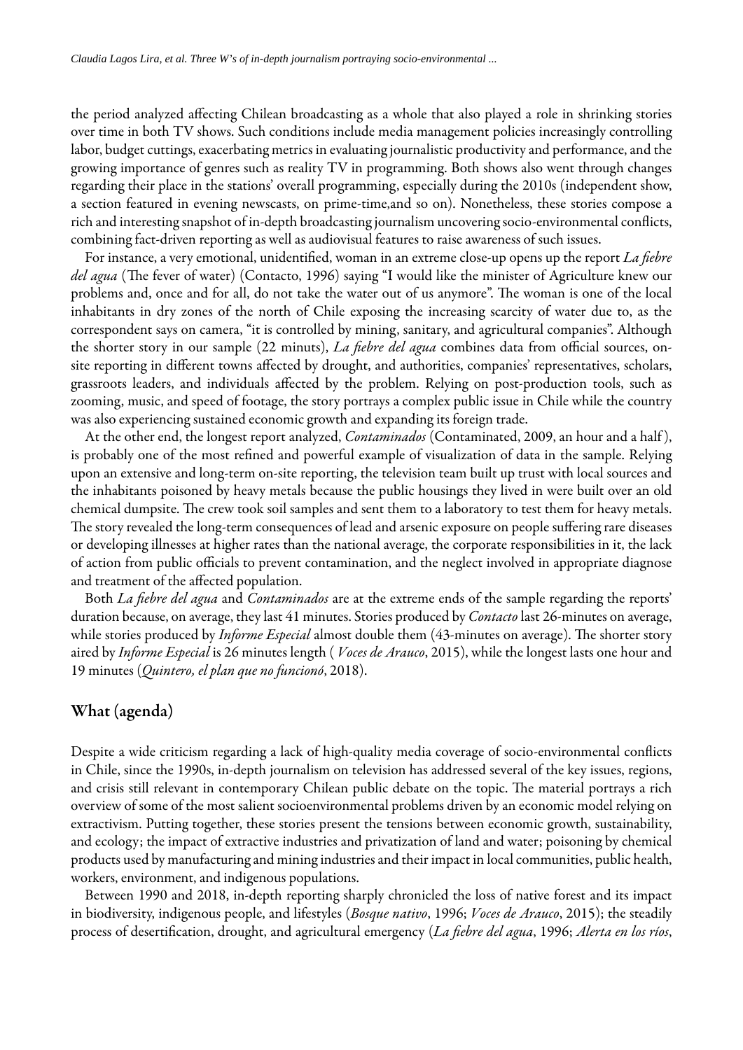the period analyzed affecting Chilean broadcasting as a whole that also played a role in shrinking stories over time in both TV shows. Such conditions include media management policies increasingly controlling labor, budget cuttings, exacerbating metrics in evaluating journalistic productivity and performance, and the growing importance of genres such as reality TV in programming. Both shows also went through changes regarding their place in the stations' overall programming, especially during the 2010s (independent show, a section featured in evening newscasts, on prime-time,and so on). Nonetheless, these stories compose a rich and interesting snapshot of in-depth broadcasting journalism uncovering socio-environmental conflicts, combining fact-driven reporting as well as audiovisual features to raise awareness of such issues.

For instance, a very emotional, unidentified, woman in an extreme close-up opens up the report *La fiebre del agua* (The fever of water) (Contacto, 1996) saying "I would like the minister of Agriculture knew our problems and, once and for all, do not take the water out of us anymore". The woman is one of the local inhabitants in dry zones of the north of Chile exposing the increasing scarcity of water due to, as the correspondent says on camera, "it is controlled by mining, sanitary, and agricultural companies". Although the shorter story in our sample (22 minuts), *La fiebre del agua* combines data from official sources, on-site reporting in different towns affected by drought, and authorities, companies' representatives, scholars, grassroots leaders, and individuals affected by the problem. Relying on post-production tools, such as zooming, music, and speed of footage, the story portrays a complex public issue in Chile while the country was also experiencing sustained economic growth and expanding its foreign trade.

At the other end, the longest report analyzed, *Contaminados* (Contaminated, 2009, an hour and a half), is probably one of the most refined and powerful example of visualization of data in the sample. Relying upon an extensive and long-term on-site reporting, the television team built up trust with local sources and the inhabitants poisoned by heavy metals because the public housings they lived in were built over an old chemical dumpsite. The crew took soil samples and sent them to a laboratory to test them for heavy metals. The story revealed the long-term consequences of lead and arsenic exposure on people suffering rare diseases or developing illnesses at higher rates than the national average, the corporate responsibilities in it, the lack of action from public officials to prevent contamination, and the neglect involved in appropriate diagnose and treatment of the affected population.

Both *La fiebre del agua* and *Contaminados* are at the extreme ends of the sample regarding the reports' duration because, on average, they last 41 minutes. Stories produced by *Contacto* last 26-minutes on average, while stories produced by *Informe Especial* almost double them (43-minutes on average). The shorter story aired by *Informe Especial* is 26 minutes length ( *Voces de Arauco*, 2015), while the longest lasts one hour and 19 minutes (*Quintero, el plan que no funcionó*, 2018).

## What (agenda)

Despite a wide criticism regarding a lack of high-quality media coverage of socio-environmental conflicts in Chile, since the 1990s, in-depth journalism on television has addressed several of the key issues, regions, and crisis still relevant in contemporary Chilean public debate on the topic. The material portrays a rich overview of some of the most salient socioenvironmental problems driven by an economic model relying on extractivism. Putting together, these stories present the tensions between economic growth, sustainability, and ecology; the impact of extractive industries and privatization of land and water; poisoning by chemical products used by manufacturing and mining industries and their impact in local communities, public health, workers, environment, and indigenous populations.

Between 1990 and 2018, in-depth reporting sharply chronicled the loss of native forest and its impact in biodiversity, indigenous people, and lifestyles (*Bosque nativo*, 1996; *Voces de Arauco*, 2015); the steadily process of desertification, drought, and agricultural emergency (*La fiebre del agua*, 1996; *Alerta en los ríos*,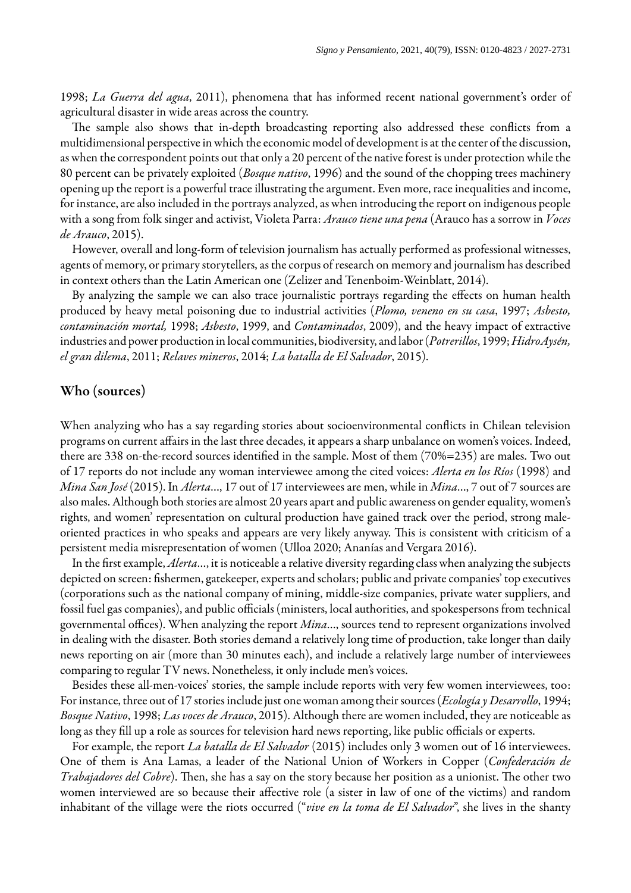1998; *La Guerra del agua*, 2011), phenomena that has informed recent national government's order of agricultural disaster in wide areas across the country.

The sample also shows that in-depth broadcasting reporting also addressed these conflicts from a multidimensional perspective in which the economic model of development is at the center of the discussion, as when the correspondent points out that only a 20 percent of the native forest is under protection while the 80 percent can be privately exploited (*Bosque nativo*, 1996) and the sound of the chopping trees machinery opening up the report is a powerful trace illustrating the argument. Even more, race inequalities and income, for instance, are also included in the portrays analyzed, as when introducing the report on indigenous people with a song from folk singer and activist, Violeta Parra: *Arauco tiene una pena* (Arauco has a sorrow in *Voces de Arauco*, 2015).

However, overall and long-form of television journalism has actually performed as professional witnesses, agents of memory, or primary storytellers, as the corpus of research on memory and journalism has described in context others than the Latin American one (Zelizer and Tenenboim-Weinblatt, 2014).

By analyzing the sample we can also trace journalistic portrays regarding the effects on human health produced by heavy metal poisoning due to industrial activities (*Plomo, veneno en su casa*, 1997; *Asbesto, contaminación mortal,* 1998; *Asbesto*, 1999, and *Contaminados*, 2009), and the heavy impact of extractive industries and power production in local communities, biodiversity, and labor (*Potrerillos*, 1999; *HidroAysén, el gran dilema*, 2011; *Relaves mineros*, 2014; *La batalla de El Salvador*, 2015).

## Who (sources)

When analyzing who has a say regarding stories about socioenvironmental conflicts in Chilean television programs on current affairs in the last three decades, it appears a sharp unbalance on women's voices. Indeed, there are 338 on-the-record sources identified in the sample. Most of them (70%=235) are males. Two out of 17 reports do not include any woman interviewee among the cited voices: *Alerta en los Ríos* (1998) and *Mina San José* (2015). In *Alerta*..., 17 out of 17 interviewees are men, while in *Mina*..., 7 out of 7 sources are also males. Although both stories are almost 20 years apart and public awareness on gender equality, women's rights, and women' representation on cultural production have gained track over the period, strong male-oriented practices in who speaks and appears are very likely anyway. This is consistent with criticism of a persistent media misrepresentation of women (Ulloa 2020; Ananías and Vergara 2016).

In the first example, *Alerta*..., it is noticeable a relative diversity regarding class when analyzing the subjects depicted on screen: fishermen, gatekeeper, experts and scholars; public and private companies' top executives (corporations such as the national company of mining, middle-size companies, private water suppliers, and fossil fuel gas companies), and public officials (ministers, local authorities, and spokespersons from technical governmental offices). When analyzing the report *Mina*..., sources tend to represent organizations involved in dealing with the disaster. Both stories demand a relatively long time of production, take longer than daily news reporting on air (more than 30 minutes each), and include a relatively large number of interviewees comparing to regular TV news. Nonetheless, it only include men's voices.

Besides these all-men-voices' stories, the sample include reports with very few women interviewees, too: For instance, three out of 17 stories include just one woman among their sources (*Ecología y Desarrollo*, 1994; *Bosque Nativo*, 1998; *Las voces de Arauco*, 2015). Although there are women included, they are noticeable as long as they fill up a role as sources for television hard news reporting, like public officials or experts.

For example, the report *La batalla de El Salvador* (2015) includes only 3 women out of 16 interviewees. One of them is Ana Lamas, a leader of the National Union of Workers in Copper (*Confederación de Trabajadores del Cobre*). Then, she has a say on the story because her position as a unionist. The other two women interviewed are so because their affective role (a sister in law of one of the victims) and random inhabitant of the village were the riots occurred ("*vive en la toma de El Salvador*", she lives in the shanty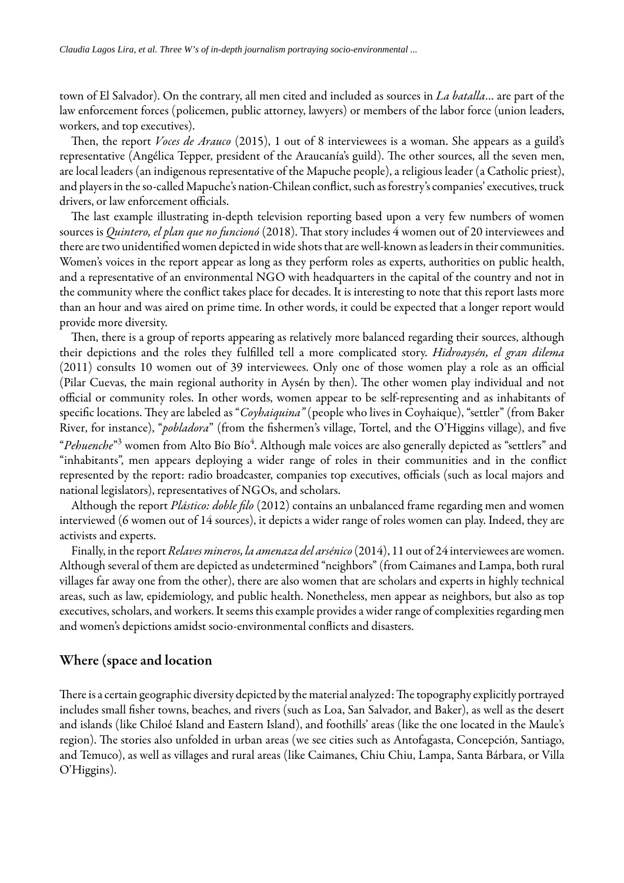town of El Salvador). On the contrary, all men cited and included as sources in *La batalla*... are part of the law enforcement forces (policemen, public attorney, lawyers) or members of the labor force (union leaders, workers, and top executives).

Then, the report *Voces de Arauco* (2015), 1 out of 8 interviewees is a woman. She appears as a guild's representative (Angélica Tepper, president of the Araucanía's guild). The other sources, all the seven men, are local leaders (an indigenous representative of the Mapuche people), a religious leader (a Catholic priest), and players in the so-called Mapuche's nation-Chilean conflict, such as forestry's companies' executives, truck drivers, or law enforcement officials.

The last example illustrating in-depth television reporting based upon a very few numbers of women sources is *Quintero, el plan que no funcionó* (2018). That story includes 4 women out of 20 interviewees and there are two unidentified women depicted in wide shots that are well-known as leaders in their communities. Women's voices in the report appear as long as they perform roles as experts, authorities on public health, and a representative of an environmental NGO with headquarters in the capital of the country and not in the community where the conflict takes place for decades. It is interesting to note that this report lasts more than an hour and was aired on prime time. In other words, it could be expected that a longer report would provide more diversity.

Then, there is a group of reports appearing as relatively more balanced regarding their sources, although their depictions and the roles they fulfilled tell a more complicated story. *Hidroaysén, el gran dilema* (2011) consults 10 women out of 39 interviewees. Only one of those women play a role as an official (Pilar Cuevas, the main regional authority in Aysén by then). The other women play individual and not official or community roles. In other words, women appear to be self-representing and as inhabitants of specific locations. They are labeled as "*Coyhaiquina"* (people who lives in Coyhaique), "settler" (from Baker River, for instance), "*pobladora*" (from the fishermen's village, Tortel, and the O'Higgins village), and five "*Pehuenche*"[3] women from Alto Bío Bío[4]. Although male voices are also generally depicted as "settlers" and "inhabitants", men appears deploying a wider range of roles in their communities and in the conflict represented by the report: radio broadcaster, companies top executives, officials (such as local majors and national legislators), representatives of NGOs, and scholars.

Although the report *Plástico: doble filo* (2012) contains an unbalanced frame regarding men and women interviewed (6 women out of 14 sources), it depicts a wider range of roles women can play. Indeed, they are activists and experts.

Finally, in the report *Relaves mineros, la amenaza del arsénico* (2014), 11 out of 24 interviewees are women. Although several of them are depicted as undetermined "neighbors" (from Caimanes and Lampa, both rural villages far away one from the other), there are also women that are scholars and experts in highly technical areas, such as law, epidemiology, and public health. Nonetheless, men appear as neighbors, but also as top executives, scholars, and workers. It seems this example provides a wider range of complexities regarding men and women's depictions amidst socio-environmental conflicts and disasters.

## Where (space and location

There is a certain geographic diversity depicted by the material analyzed: The topography explicitly portrayed includes small fisher towns, beaches, and rivers (such as Loa, San Salvador, and Baker), as well as the desert and islands (like Chiloé Island and Eastern Island), and foothills' areas (like the one located in the Maule's region). The stories also unfolded in urban areas (we see cities such as Antofagasta, Concepción, Santiago, and Temuco), as well as villages and rural areas (like Caimanes, Chiu Chiu, Lampa, Santa Bárbara, or Villa O'Higgins).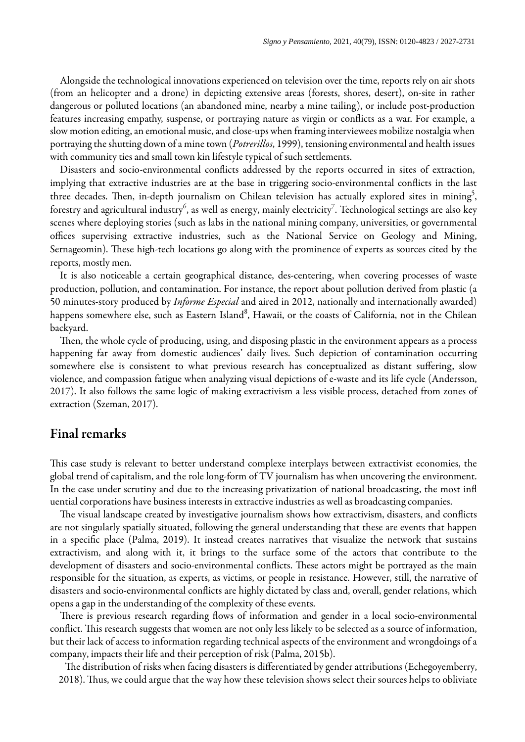Alongside the technological innovations experienced on television over the time, reports rely on air shots (from an helicopter and a drone) in depicting extensive areas (forests, shores, desert), on-site in rather dangerous or polluted locations (an abandoned mine, nearby a mine tailing), or include post-production features increasing empathy, suspense, or portraying nature as virgin or conflicts as a war. For example, a slow motion editing, an emotional music, and close-ups when framing interviewees mobilize nostalgia when portraying the shutting down of a mine town (*Potrerillos*, 1999), tensioning environmental and health issues with community ties and small town kin lifestyle typical of such settlements.

Disasters and socio-environmental conflicts addressed by the reports occurred in sites of extraction, implying that extractive industries are at the base in triggering socio-environmental conflicts in the last three decades. Then, in-depth journalism on Chilean television has actually explored sites in mining[5], forestry and agricultural industry[6], as well as energy, mainly electricity[7]. Technological settings are also key scenes where deploying stories (such as labs in the national mining company, universities, or governmental offices supervising extractive industries, such as the National Service on Geology and Mining, Sernageomin). These high-tech locations go along with the prominence of experts as sources cited by the reports, mostly men.

It is also noticeable a certain geographical distance, des-centering, when covering processes of waste production, pollution, and contamination. For instance, the report about pollution derived from plastic (a 50 minutes-story produced by *Informe Especial* and aired in 2012, nationally and internationally awarded) happens somewhere else, such as Eastern Island[8], Hawaii, or the coasts of California, not in the Chilean backyard.

Then, the whole cycle of producing, using, and disposing plastic in the environment appears as a process happening far away from domestic audiences' daily lives. Such depiction of contamination occurring somewhere else is consistent to what previous research has conceptualized as distant suffering, slow violence, and compassion fatigue when analyzing visual depictions of e-waste and its life cycle (Andersson, 2017). It also follows the same logic of making extractivism a less visible process, detached from zones of extraction (Szeman, 2017).

## Final remarks

This case study is relevant to better understand complexe interplays between extractivist economies, the global trend of capitalism, and the role long-form of TV journalism has when uncovering the environment. In the case under scrutiny and due to the increasing privatization of national broadcasting, the most infl uential corporations have business interests in extractive industries as well as broadcasting companies.

The visual landscape created by investigative journalism shows how extractivism, disasters, and conflicts are not singularly spatially situated, following the general understanding that these are events that happen in a specific place (Palma, 2019). It instead creates narratives that visualize the network that sustains extractivism, and along with it, it brings to the surface some of the actors that contribute to the development of disasters and socio-environmental conflicts. These actors might be portrayed as the main responsible for the situation, as experts, as victims, or people in resistance. However, still, the narrative of disasters and socio-environmental conflicts are highly dictated by class and, overall, gender relations, which opens a gap in the understanding of the complexity of these events.

There is previous research regarding flows of information and gender in a local socio-environmental conflict. This research suggests that women are not only less likely to be selected as a source of information, but their lack of access to information regarding technical aspects of the environment and wrongdoings of a company, impacts their life and their perception of risk (Palma, 2015b).

The distribution of risks when facing disasters is differentiated by gender attributions (Echegoyemberry, 2018). Thus, we could argue that the way how these television shows select their sources helps to obliviate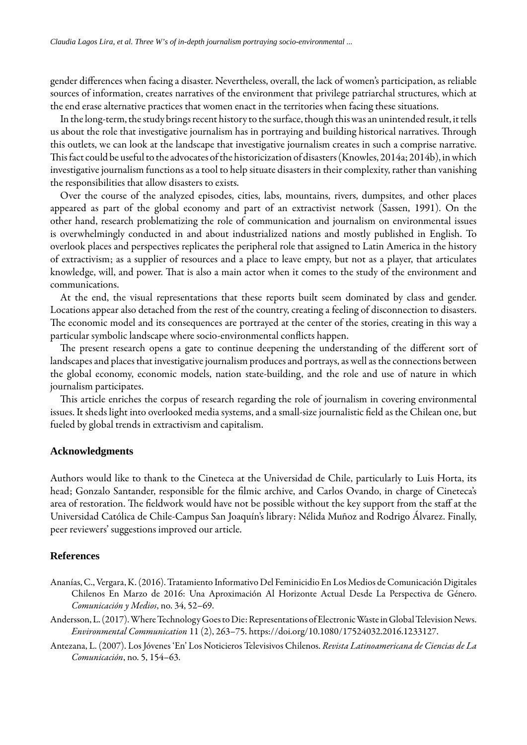gender differences when facing a disaster. Nevertheless, overall, the lack of women's participation, as reliable sources of information, creates narratives of the environment that privilege patriarchal structures, which at the end erase alternative practices that women enact in the territories when facing these situations.

In the long-term, the study brings recent history to the surface, though this was an unintended result, it tells us about the role that investigative journalism has in portraying and building historical narratives. Through this outlets, we can look at the landscape that investigative journalism creates in such a comprise narrative. This fact could be useful to the advocates of the historicization of disasters (Knowles, 2014a; 2014b), in which investigative journalism functions as a tool to help situate disasters in their complexity, rather than vanishing the responsibilities that allow disasters to exists.

Over the course of the analyzed episodes, cities, labs, mountains, rivers, dumpsites, and other places appeared as part of the global economy and part of an extractivist network (Sassen, 1991). On the other hand, research problematizing the role of communication and journalism on environmental issues is overwhelmingly conducted in and about industrialized nations and mostly published in English. To overlook places and perspectives replicates the peripheral role that assigned to Latin America in the history of extractivism; as a supplier of resources and a place to leave empty, but not as a player, that articulates knowledge, will, and power. That is also a main actor when it comes to the study of the environment and communications.

At the end, the visual representations that these reports built seem dominated by class and gender. Locations appear also detached from the rest of the country, creating a feeling of disconnection to disasters. The economic model and its consequences are portrayed at the center of the stories, creating in this way a particular symbolic landscape where socio-environmental conflicts happen.

The present research opens a gate to continue deepening the understanding of the different sort of landscapes and places that investigative journalism produces and portrays, as well as the connections between the global economy, economic models, nation state-building, and the role and use of nature in which journalism participates.

This article enriches the corpus of research regarding the role of journalism in covering environmental issues. It sheds light into overlooked media systems, and a small-size journalistic field as the Chilean one, but fueled by global trends in extractivism and capitalism.

## Acknowledgments

Authors would like to thank to the Cineteca at the Universidad de Chile, particularly to Luis Horta, its head; Gonzalo Santander, responsible for the filmic archive, and Carlos Ovando, in charge of Cineteca's area of restoration. The fieldwork would have not be possible without the key support from the staff at the Universidad Católica de Chile-Campus San Joaquín's library: Nélida Muñoz and Rodrigo Álvarez. Finally, peer reviewers' suggestions improved our article.

## References

Ananías, C., Vergara, K. (2016). Tratamiento Informativo Del Feminicidio En Los Medios de Comunicación Digitales Chilenos En Marzo de 2016: Una Aproximación Al Horizonte Actual Desde La Perspectiva de Género. *Comunicación y Medios*, no. 34, 52–69.

Andersson, L. (2017). Where Technology Goes to Die: Representations of Electronic Waste in Global Television News. *Environmental Communication* 11 (2), 263–75. https://doi.org/10.1080/17524032.2016.1233127.

Antezana, L. (2007). Los Jóvenes 'En' Los Noticieros Televisivos Chilenos. *Revista Latinoamericana de Ciencias de La Comunicación*, no. 5, 154–63.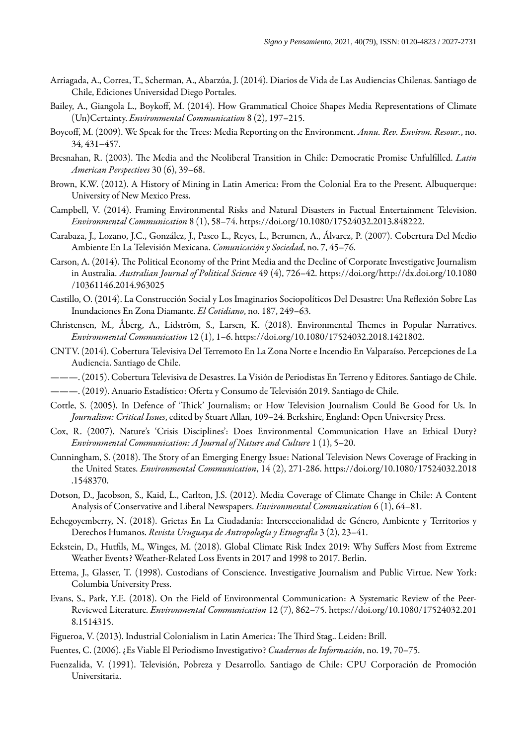Arriagada, A., Correa, T., Scherman, A., Abarzúa, J. (2014). Diarios de Vida de Las Audiencias Chilenas. Santiago de Chile, Ediciones Universidad Diego Portales.

Bailey, A., Giangola L., Boykoff, M. (2014). How Grammatical Choice Shapes Media Representations of Climate (Un)Certainty. *Environmental Communication* 8 (2), 197–215.

Boycoff, M. (2009). We Speak for the Trees: Media Reporting on the Environment. *Annu. Rev. Environ. Resour.*, no. 34, 431–457.

Bresnahan, R. (2003). The Media and the Neoliberal Transition in Chile: Democratic Promise Unfulfilled. *Latin American Perspectives* 30 (6), 39–68.

Brown, K.W. (2012). A History of Mining in Latin America: From the Colonial Era to the Present. Albuquerque: University of New Mexico Press.

Campbell, V. (2014). Framing Environmental Risks and Natural Disasters in Factual Entertainment Television. *Environmental Communication* 8 (1), 58–74. https://doi.org/10.1080/17524032.2013.848222.

Carabaza, J., Lozano, J.C., González, J., Pasco L., Reyes, L., Berumen, A., Álvarez, P. (2007). Cobertura Del Medio Ambiente En La Televisión Mexicana. *Comunicación y Sociedad*, no. 7, 45–76.

Carson, A. (2014). The Political Economy of the Print Media and the Decline of Corporate Investigative Journalism in Australia. *Australian Journal of Political Science* 49 (4), 726–42. https://doi.org/http://dx.doi.org/10.1080/10361146.2014.963025

Castillo, O. (2014). La Construcción Social y Los Imaginarios Sociopolíticos Del Desastre: Una Reflexión Sobre Las Inundaciones En Zona Diamante. *El Cotidiano*, no. 187, 249–63.

Christensen, M., Åberg, A., Lidström, S., Larsen, K. (2018). Environmental Themes in Popular Narratives. *Environmental Communication* 12 (1), 1–6. https://doi.org/10.1080/17524032.2018.1421802.

CNTV. (2014). Cobertura Televisiva Del Terremoto En La Zona Norte e Incendio En Valparaíso. Percepciones de La Audiencia. Santiago de Chile.

———. (2015). Cobertura Televisiva de Desastres. La Visión de Periodistas En Terreno y Editores. Santiago de Chile.

———. (2019). Anuario Estadístico: Oferta y Consumo de Televisión 2019. Santiago de Chile.

Cottle, S. (2005). In Defence of 'Thick' Journalism; or How Television Journalism Could Be Good for Us. In *Journalism: Critical Issues*, edited by Stuart Allan, 109–24. Berkshire, England: Open University Press.

Cox, R. (2007). Nature's 'Crisis Disciplines': Does Environmental Communication Have an Ethical Duty? *Environmental Communication: A Journal of Nature and Culture* 1 (1), 5–20.

Cunningham, S. (2018). The Story of an Emerging Energy Issue: National Television News Coverage of Fracking in the United States. *Environmental Communication*, 14 (2), 271-286. https://doi.org/10.1080/17524032.2018.1548370.

Dotson, D., Jacobson, S., Kaid, L., Carlton, J.S. (2012). Media Coverage of Climate Change in Chile: A Content Analysis of Conservative and Liberal Newspapers. *Environmental Communication* 6 (1), 64–81.

Echegoyemberry, N. (2018). Grietas En La Ciudadanía: Interseccionalidad de Género, Ambiente y Territorios y Derechos Humanos. *Revista Uruguaya de Antropología y Etnografía* 3 (2), 23–41.

Eckstein, D., Hutfils, M., Winges, M. (2018). Global Climate Risk Index 2019: Why Suffers Most from Extreme Weather Events? Weather-Related Loss Events in 2017 and 1998 to 2017. Berlin.

Ettema, J., Glasser, T. (1998). Custodians of Conscience. Investigative Journalism and Public Virtue. New York: Columbia University Press.

Evans, S., Park, Y.E. (2018). On the Field of Environmental Communication: A Systematic Review of the Peer-Reviewed Literature. *Environmental Communication* 12 (7), 862–75. https://doi.org/10.1080/17524032.2018.1514315.

Figueroa, V. (2013). Industrial Colonialism in Latin America: The Third Stag.. Leiden: Brill.

Fuentes, C. (2006). ¿Es Viable El Periodismo Investigativo? *Cuadernos de Información*, no. 19, 70–75.

Fuenzalida, V. (1991). Televisión, Pobreza y Desarrollo. Santiago de Chile: CPU Corporación de Promoción Universitaria.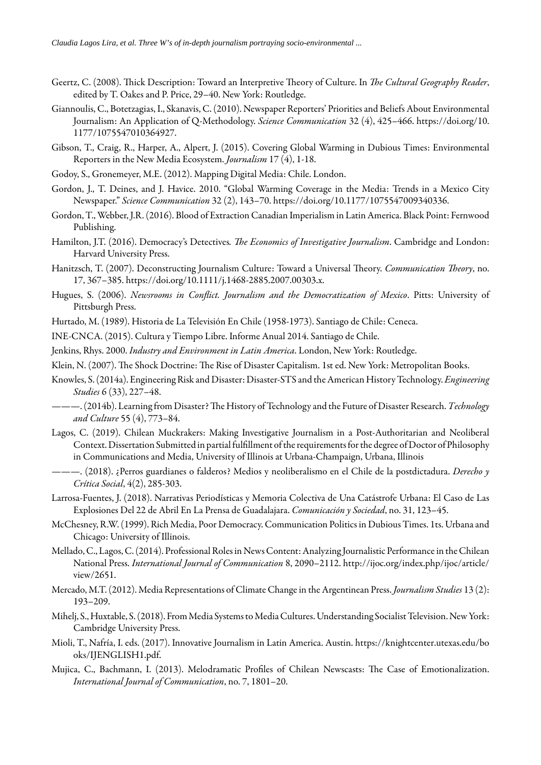Geertz, C. (2008). Thick Description: Toward an Interpretive Theory of Culture. In *The Cultural Geography Reader*, edited by T. Oakes and P. Price, 29–40. New York: Routledge.

Giannoulis, C., Botetzagias, I., Skanavis, C. (2010). Newspaper Reporters' Priorities and Beliefs About Environmental Journalism: An Application of Q-Methodology. *Science Communication* 32 (4), 425–466. https://doi.org/10.1177/1075547010364927.

Gibson, T., Craig, R., Harper, A., Alpert, J. (2015). Covering Global Warming in Dubious Times: Environmental Reporters in the New Media Ecosystem. *Journalism* 17 (4), 1-18.

Godoy, S., Gronemeyer, M.E. (2012). Mapping Digital Media: Chile. London.

Gordon, J., T. Deines, and J. Havice. 2010. "Global Warming Coverage in the Media: Trends in a Mexico City Newspaper." *Science Communication* 32 (2), 143–70. https://doi.org/10.1177/1075547009340336.

Gordon, T., Webber, J.R. (2016). Blood of Extraction Canadian Imperialism in Latin America. Black Point: Fernwood Publishing.

Hamilton, J.T. (2016). Democracy's Detectives. *The Economics of Investigative Journalism*. Cambridge and London: Harvard University Press.

Hanitzsch, T. (2007). Deconstructing Journalism Culture: Toward a Universal Theory. *Communication Theory*, no. 17, 367–385. https://doi.org/10.1111/j.1468-2885.2007.00303.x.

Hugues, S. (2006). *Newsrooms in Conflict. Journalism and the Democratization of Mexico*. Pitts: University of Pittsburgh Press.

Hurtado, M. (1989). Historia de La Televisión En Chile (1958-1973). Santiago de Chile: Ceneca.

INE-CNCA. (2015). Cultura y Tiempo Libre. Informe Anual 2014. Santiago de Chile.

Jenkins, Rhys. 2000. *Industry and Environment in Latin America*. London, New York: Routledge.

Klein, N. (2007). The Shock Doctrine: The Rise of Disaster Capitalism. 1st ed. New York: Metropolitan Books.

Knowles, S. (2014a). Engineering Risk and Disaster: Disaster-STS and the American History Technology. *Engineering Studies* 6 (33), 227–48.

———. (2014b). Learning from Disaster? The History of Technology and the Future of Disaster Research. *Technology and Culture* 55 (4), 773–84.

Lagos, C. (2019). Chilean Muckrakers: Making Investigative Journalism in a Post-Authoritarian and Neoliberal Context. Dissertation Submitted in partial fulfillment of the requirements for the degree of Doctor of Philosophy in Communications and Media, University of Illinois at Urbana-Champaign, Urbana, Illinois

———. (2018). ¿Perros guardianes o falderos? Medios y neoliberalismo en el Chile de la postdictadura. *Derecho y Crítica Social*, 4(2), 285-303.

Larrosa-Fuentes, J. (2018). Narrativas Periodísticas y Memoria Colectiva de Una Catástrofe Urbana: El Caso de Las Explosiones Del 22 de Abril En La Prensa de Guadalajara. *Comunicación y Sociedad*, no. 31, 123–45.

McChesney, R.W. (1999). Rich Media, Poor Democracy. Communication Politics in Dubious Times. 1ts. Urbana and Chicago: University of Illinois.

Mellado, C., Lagos, C. (2014). Professional Roles in News Content: Analyzing Journalistic Performance in the Chilean National Press. *International Journal of Communication* 8, 2090–2112. http://ijoc.org/index.php/ijoc/article/view/2651.

Mercado, M.T. (2012). Media Representations of Climate Change in the Argentinean Press. *Journalism Studies* 13 (2): 193–209.

Mihelj, S., Huxtable, S. (2018). From Media Systems to Media Cultures. Understanding Socialist Television. New York: Cambridge University Press.

Mioli, T., Nafría, I. eds. (2017). Innovative Journalism in Latin America. Austin. https://knightcenter.utexas.edu/books/IJENGLISH1.pdf.

Mujica, C., Bachmann, I. (2013). Melodramatic Profiles of Chilean Newscasts: The Case of Emotionalization. *International Journal of Communication*, no. 7, 1801–20.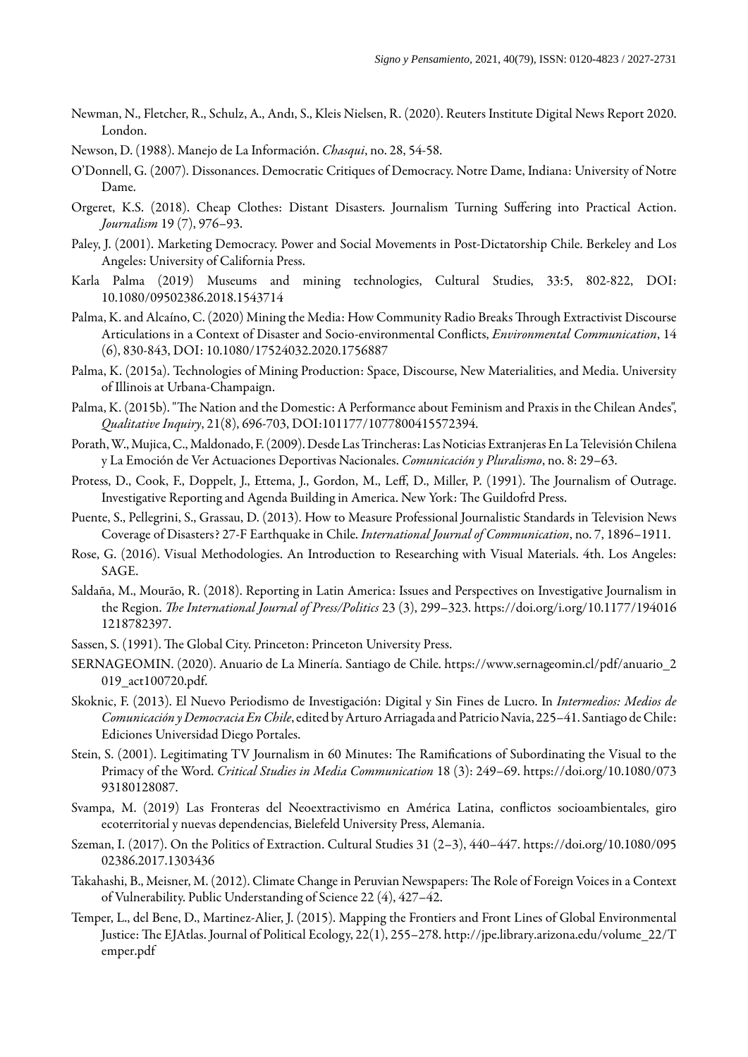Newman, N., Fletcher, R., Schulz, A., Andı, S., Kleis Nielsen, R. (2020). Reuters Institute Digital News Report 2020. London.

Newson, D. (1988). Manejo de La Información. *Chasqui*, no. 28, 54-58.

O'Donnell, G. (2007). Dissonances. Democratic Critiques of Democracy. Notre Dame, Indiana: University of Notre Dame.

Orgeret, K.S. (2018). Cheap Clothes: Distant Disasters. Journalism Turning Suffering into Practical Action. *Journalism* 19 (7), 976–93.

Paley, J. (2001). Marketing Democracy. Power and Social Movements in Post-Dictatorship Chile. Berkeley and Los Angeles: University of California Press.

Karla Palma (2019) Museums and mining technologies, Cultural Studies, 33:5, 802-822, DOI: 10.1080/09502386.2018.1543714

Palma, K. and Alcaíno, C. (2020) Mining the Media: How Community Radio Breaks Through Extractivist Discourse Articulations in a Context of Disaster and Socio-environmental Conflicts, *Environmental Communication*, 14 (6), 830-843, DOI: 10.1080/17524032.2020.1756887

Palma, K. (2015a). Technologies of Mining Production: Space, Discourse, New Materialities, and Media. University of Illinois at Urbana-Champaign.

Palma, K. (2015b). "The Nation and the Domestic: A Performance about Feminism and Praxis in the Chilean Andes", *Qualitative Inquiry*, 21(8), 696-703, DOI:101177/1077800415572394.

Porath, W., Mujica, C., Maldonado, F. (2009). Desde Las Trincheras: Las Noticias Extranjeras En La Televisión Chilena y La Emoción de Ver Actuaciones Deportivas Nacionales. *Comunicación y Pluralismo*, no. 8: 29–63.

Protess, D., Cook, F., Doppelt, J., Ettema, J., Gordon, M., Leff, D., Miller, P. (1991). The Journalism of Outrage. Investigative Reporting and Agenda Building in America. New York: The Guildofrd Press.

Puente, S., Pellegrini, S., Grassau, D. (2013). How to Measure Professional Journalistic Standards in Television News Coverage of Disasters? 27-F Earthquake in Chile. *International Journal of Communication*, no. 7, 1896–1911.

Rose, G. (2016). Visual Methodologies. An Introduction to Researching with Visual Materials. 4th. Los Angeles: SAGE.

Saldaña, M., Mourão, R. (2018). Reporting in Latin America: Issues and Perspectives on Investigative Journalism in the Region. *The International Journal of Press/Politics* 23 (3), 299–323. https://doi.org/i.org/10.1177/1940161218782397.

Sassen, S. (1991). The Global City. Princeton: Princeton University Press.

SERNAGEOMIN. (2020). Anuario de La Minería. Santiago de Chile. https://www.sernageomin.cl/pdf/anuario_2019_act100720.pdf.

Skoknic, F. (2013). El Nuevo Periodismo de Investigación: Digital y Sin Fines de Lucro. In *Intermedios: Medios de Comunicación y Democracia En Chile*, edited by Arturo Arriagada and Patricio Navia, 225–41. Santiago de Chile: Ediciones Universidad Diego Portales.

Stein, S. (2001). Legitimating TV Journalism in 60 Minutes: The Ramifications of Subordinating the Visual to the Primacy of the Word. *Critical Studies in Media Communication* 18 (3): 249–69. https://doi.org/10.1080/07393180128087.

Svampa, M. (2019) Las Fronteras del Neoextractivismo en América Latina, conflictos socioambientales, giro ecoterritorial y nuevas dependencias, Bielefeld University Press, Alemania.

Szeman, I. (2017). On the Politics of Extraction. Cultural Studies 31 (2–3), 440–447. https://doi.org/10.1080/09502386.2017.1303436

Takahashi, B., Meisner, M. (2012). Climate Change in Peruvian Newspapers: The Role of Foreign Voices in a Context of Vulnerability. Public Understanding of Science 22 (4), 427–42.

Temper, L., del Bene, D., Martinez-Alier, J. (2015). Mapping the Frontiers and Front Lines of Global Environmental Justice: The EJAtlas. Journal of Political Ecology, 22(1), 255–278. http://jpe.library.arizona.edu/volume_22/Temper.pdf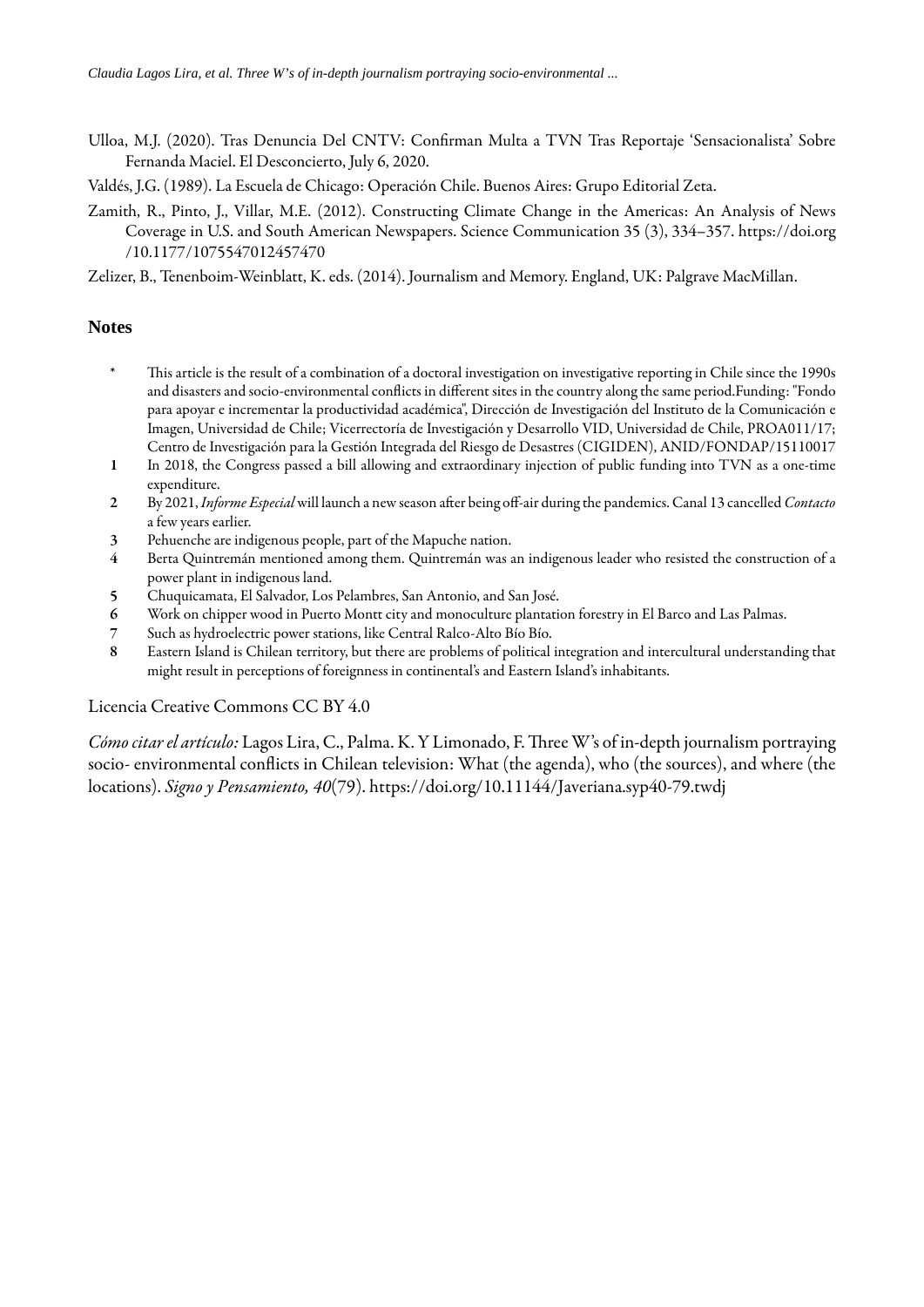Ulloa, M.J. (2020). Tras Denuncia Del CNTV: Confirman Multa a TVN Tras Reportaje 'Sensacionalista' Sobre Fernanda Maciel. El Desconcierto, July 6, 2020.

Valdés, J.G. (1989). La Escuela de Chicago: Operación Chile. Buenos Aires: Grupo Editorial Zeta.

Zamith, R., Pinto, J., Villar, M.E. (2012). Constructing Climate Change in the Americas: An Analysis of News Coverage in U.S. and South American Newspapers. Science Communication 35 (3), 334–357. https://doi.org/10.1177/1075547012457470

Zelizer, B., Tenenboim-Weinblatt, K. eds. (2014). Journalism and Memory. England, UK: Palgrave MacMillan.

## Notes

- \* This article is the result of a combination of a doctoral investigation on investigative reporting in Chile since the 1990s and disasters and socio-environmental conflicts in different sites in the country along the same period.Funding: "Fondo para apoyar e incrementar la productividad académica", Dirección de Investigación del Instituto de la Comunicación e Imagen, Universidad de Chile; Vicerrectoría de Investigación y Desarrollo VID, Universidad de Chile, PROA011/17; Centro de Investigación para la Gestión Integrada del Riesgo de Desastres (CIGIDEN), ANID/FONDAP/15110017
- **1** In 2018, the Congress passed a bill allowing and extraordinary injection of public funding into TVN as a one-time expenditure.
- **2** By 2021, *Informe Especial* will launch a new season after being off-air during the pandemics. Canal 13 cancelled *Contacto* a few years earlier.
- **3** Pehuenche are indigenous people, part of the Mapuche nation.
- **4** Berta Quintremán mentioned among them. Quintremán was an indigenous leader who resisted the construction of a power plant in indigenous land.
- **5** Chuquicamata, El Salvador, Los Pelambres, San Antonio, and San José.
- **6** Work on chipper wood in Puerto Montt city and monoculture plantation forestry in El Barco and Las Palmas.
- **7** Such as hydroelectric power stations, like Central Ralco-Alto Bío Bío.
- **8** Eastern Island is Chilean territory, but there are problems of political integration and intercultural understanding that might result in perceptions of foreignness in continental's and Eastern Island's inhabitants.

Licencia Creative Commons CC BY 4.0

*Cómo citar el artículo:* Lagos Lira, C., Palma. K. Y Limonado, F. Three W's of in-depth journalism portraying socio- environmental conflicts in Chilean television: What (the agenda), who (the sources), and where (the locations). *Signo y Pensamiento, 40*(79). https://doi.org/10.11144/Javeriana.syp40-79.twdj